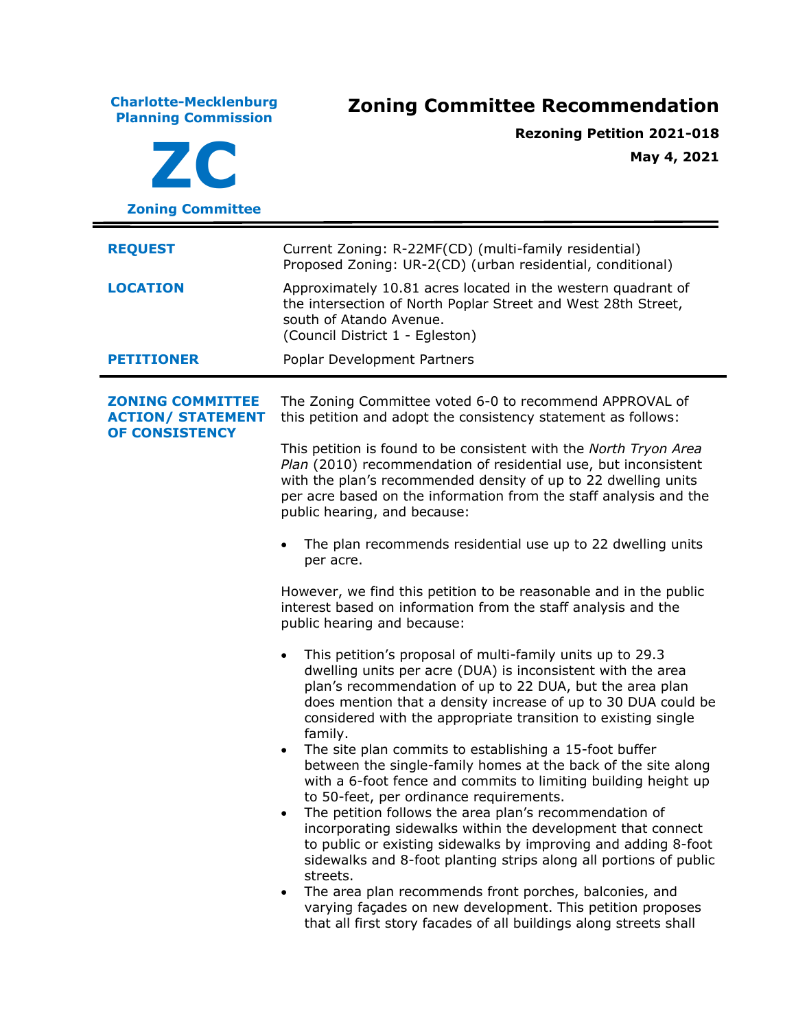**Charlotte-Mecklenburg Planning Commission**

**ZC**

**Zoning Committee**

# Zoning Committee Recommendation

**Rezoning Petition 2021-018**

**May 4, 2021**

---

**REQUEST**

Current Zoning: R-22MF(CD) (multi-family residential)
Proposed Zoning: UR-2(CD) (urban residential, conditional)

**LOCATION**

Approximately 10.81 acres located in the western quadrant of the intersection of North Poplar Street and West 28th Street, south of Atando Avenue.
(Council District 1 - Egleston)

**PETITIONER**

Poplar Development Partners

---

**ZONING COMMITTEE ACTION/ STATEMENT OF CONSISTENCY**

The Zoning Committee voted 6-0 to recommend APPROVAL of this petition and adopt the consistency statement as follows:

This petition is found to be consistent with the *North Tryon Area Plan* (2010) recommendation of residential use, but inconsistent with the plan's recommended density of up to 22 dwelling units per acre based on the information from the staff analysis and the public hearing, and because:

- The plan recommends residential use up to 22 dwelling units per acre.

However, we find this petition to be reasonable and in the public interest based on information from the staff analysis and the public hearing and because:

- This petition's proposal of multi-family units up to 29.3 dwelling units per acre (DUA) is inconsistent with the area plan's recommendation of up to 22 DUA, but the area plan does mention that a density increase of up to 30 DUA could be considered with the appropriate transition to existing single family.
- The site plan commits to establishing a 15-foot buffer between the single-family homes at the back of the site along with a 6-foot fence and commits to limiting building height up to 50-feet, per ordinance requirements.
- The petition follows the area plan's recommendation of incorporating sidewalks within the development that connect to public or existing sidewalks by improving and adding 8-foot sidewalks and 8-foot planting strips along all portions of public streets.
- The area plan recommends front porches, balconies, and varying façades on new development. This petition proposes that all first story facades of all buildings along streets shall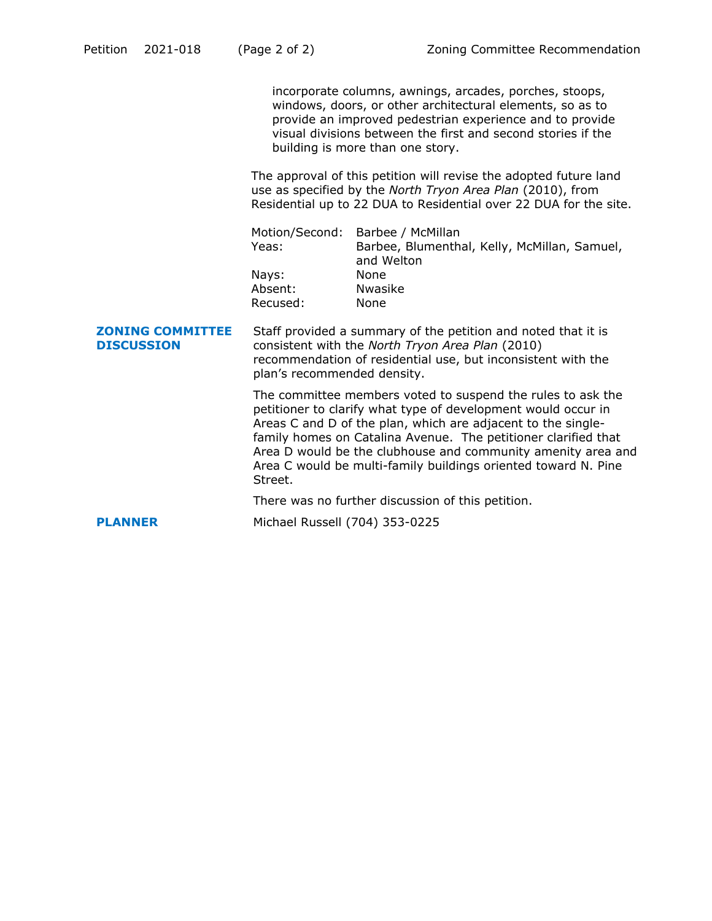incorporate columns, awnings, arcades, porches, stoops, windows, doors, or other architectural elements, so as to provide an improved pedestrian experience and to provide visual divisions between the first and second stories if the building is more than one story.

The approval of this petition will revise the adopted future land use as specified by the *North Tryon Area Plan* (2010), from Residential up to 22 DUA to Residential over 22 DUA for the site.

| | |
|---|---|
| Motion/Second: | Barbee / McMillan |
| Yeas: | Barbee, Blumenthal, Kelly, McMillan, Samuel, and Welton |
| Nays: | None |
| Absent: | Nwasike |
| Recused: | None |

**ZONING COMMITTEE DISCUSSION**

Staff provided a summary of the petition and noted that it is consistent with the *North Tryon Area Plan* (2010) recommendation of residential use, but inconsistent with the plan's recommended density.

The committee members voted to suspend the rules to ask the petitioner to clarify what type of development would occur in Areas C and D of the plan, which are adjacent to the single-family homes on Catalina Avenue. The petitioner clarified that Area D would be the clubhouse and community amenity area and Area C would be multi-family buildings oriented toward N. Pine Street.

There was no further discussion of this petition.

**PLANNER** Michael Russell (704) 353-0225